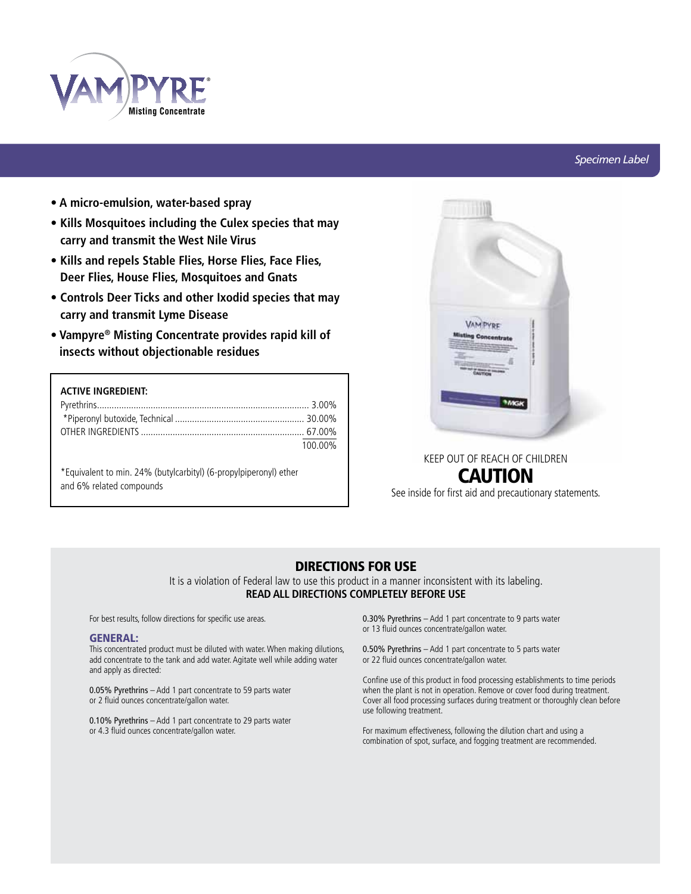# VAMPYRE®

**Misting Concentrate**

*Specimen Label*

- **A micro-emulsion, water-based spray**
- **Kills Mosquitoes including the Culex species that may carry and transmit the West Nile Virus**
- **Kills and repels Stable Flies, Horse Flies, Face Flies, Deer Flies, House Flies, Mosquitoes and Gnats**
- **Controls Deer Ticks and other Ixodid species that may carry and transmit Lyme Disease**
- **Vampyre® Misting Concentrate provides rapid kill of insects without objectionable residues**

| ACTIVE INGREDIENT: | |
|---|---|
| Pyrethrins | 3.00% |
| *Piperonyl butoxide, Technical | 30.00% |
| OTHER INGREDIENTS | 67.00% |
| | 100.00% |

*Equivalent to min. 24% (butylcarbityl) (6-propylpiperonyl) ether and 6% related compounds

KEEP OUT OF REACH OF CHILDREN

**CAUTION**

See inside for first aid and precautionary statements.

## DIRECTIONS FOR USE

It is a violation of Federal law to use this product in a manner inconsistent with its labeling.

**READ ALL DIRECTIONS COMPLETELY BEFORE USE**

For best results, follow directions for specific use areas.

### GENERAL:

This concentrated product must be diluted with water. When making dilutions, add concentrate to the tank and add water. Agitate well while adding water and apply as directed:

0.05% Pyrethrins – Add 1 part concentrate to 59 parts water or 2 fluid ounces concentrate/gallon water.

0.10% Pyrethrins – Add 1 part concentrate to 29 parts water or 4.3 fluid ounces concentrate/gallon water.

0.30% Pyrethrins – Add 1 part concentrate to 9 parts water or 13 fluid ounces concentrate/gallon water.

0.50% Pyrethrins – Add 1 part concentrate to 5 parts water or 22 fluid ounces concentrate/gallon water.

Confine use of this product in food processing establishments to time periods when the plant is not in operation. Remove or cover food during treatment. Cover all food processing surfaces during treatment or thoroughly clean before use following treatment.

For maximum effectiveness, following the dilution chart and using a combination of spot, surface, and fogging treatment are recommended.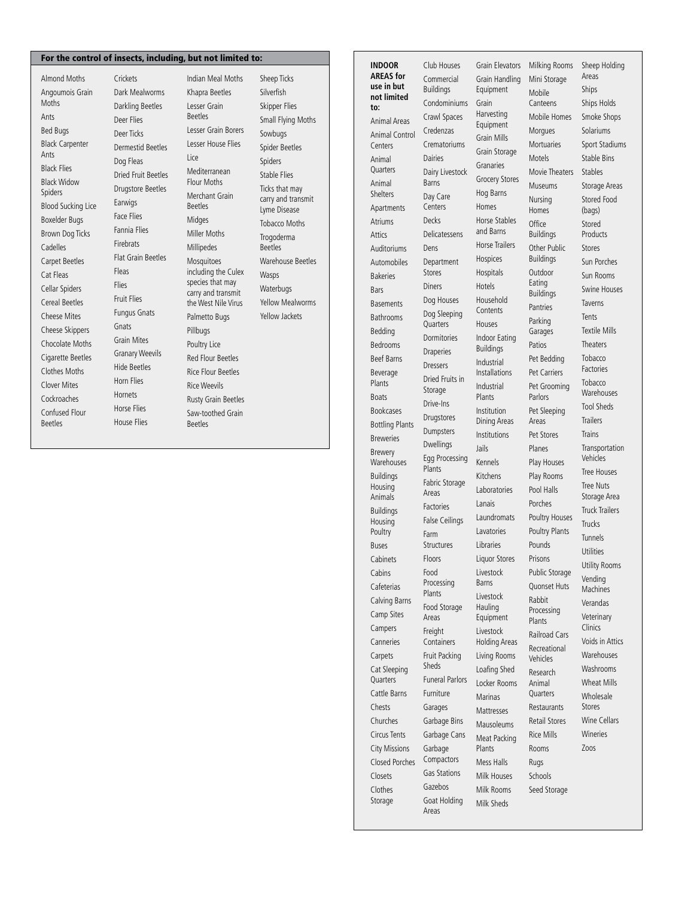**For the control of insects, including, but not limited to:**

Almond Moths
Angoumois Grain Moths
Ants
Bed Bugs
Black Carpenter Ants
Black Flies
Black Widow Spiders
Blood Sucking Lice
Boxelder Bugs
Brown Dog Ticks
Cadelles
Carpet Beetles
Cat Fleas
Cellar Spiders
Cereal Beetles
Cheese Mites
Cheese Skippers
Chocolate Moths
Cigarette Beetles
Clothes Moths
Clover Mites
Cockroaches
Confused Flour Beetles
Crickets
Dark Mealworms
Darkling Beetles
Deer Flies
Deer Ticks
Dermestid Beetles
Dog Fleas
Dried Fruit Beetles
Drugstore Beetles
Earwigs
Face Flies
Fannia Flies
Firebrats
Flat Grain Beetles
Fleas
Flies
Fruit Flies
Fungus Gnats
Gnats
Grain Mites
Granary Weevils
Hide Beetles
Horn Flies
Hornets
Horse Flies
House Flies
Indian Meal Moths
Khapra Beetles
Lesser Grain Beetles
Lesser Grain Borers
Lesser House Flies
Lice
Mediterranean Flour Moths
Merchant Grain Beetles
Midges
Miller Moths
Millipedes
Mosquitoes including the Culex species that may carry and transmit the West Nile Virus
Palmetto Bugs
Pillbugs
Poultry Lice
Red Flour Beetles
Rice Flour Beetles
Rice Weevils
Rusty Grain Beetles
Saw-toothed Grain Beetles
Sheep Ticks
Silverfish
Skipper Flies
Small Flying Moths
Sowbugs
Spider Beetles
Spiders
Stable Flies
Ticks that may carry and transmit Lyme Disease
Tobacco Moths
Trogoderma Beetles
Warehouse Beetles
Wasps
Waterbugs
Yellow Mealworms
Yellow Jackets

**INDOOR AREAS for use in but not limited to:**

Animal Areas
Animal Control Centers
Animal Quarters
Animal Shelters
Apartments
Atriums
Attics
Auditoriums
Automobiles
Bakeries
Bars
Basements
Bathrooms
Bedding
Bedrooms
Beef Barns
Beverage Plants
Boats
Bookcases
Bottling Plants
Breweries
Brewery Warehouses
Buildings Housing Animals
Buildings Housing Poultry
Buses
Cabinets
Cabins
Cafeterias
Calving Barns
Camp Sites
Campers
Canneries
Carpets
Cat Sleeping Quarters
Cattle Barns
Chests
Churches
Circus Tents
City Missions
Closed Porches
Closets
Clothes Storage
Club Houses
Commercial Buildings
Condominiums
Crawl Spaces
Credenzas
Crematoriums
Dairies
Dairy Livestock Barns
Day Care Centers
Decks
Delicatessens
Dens
Department Stores
Diners
Dog Houses
Dog Sleeping Quarters
Dormitories
Draperies
Dressers
Dried Fruits in Storage
Drive-Ins
Drugstores
Dumpsters
Dwellings
Egg Processing Plants
Fabric Storage Areas
Factories
False Ceilings
Farm Structures
Floors
Food Processing Plants
Food Storage Areas
Freight Containers
Fruit Packing Sheds
Funeral Parlors
Furniture
Garages
Garbage Bins
Garbage Cans
Garbage Compactors
Gas Stations
Gazebos
Goat Holding Areas
Grain Elevators
Grain Handling Equipment
Grain Harvesting Equipment
Grain Mills
Grain Storage
Granaries
Grocery Stores
Hog Barns
Homes
Horse Stables and Barns
Horse Trailers
Hospices
Hospitals
Hotels
Household Contents
Houses
Indoor Eating Buildings
Industrial Installations
Industrial Plants
Institution Dining Areas
Institutions
Jails
Kennels
Kitchens
Laboratories
Lanais
Laundromats
Lavatories
Libraries
Liquor Stores
Livestock Barns
Livestock Hauling Equipment
Livestock Holding Areas
Living Rooms
Loafing Shed
Locker Rooms
Marinas
Mattresses
Mausoleums
Meat Packing Plants
Mess Halls
Milk Houses
Milk Rooms
Milk Sheds
Milking Rooms
Mini Storage
Mobile Canteens
Mobile Homes
Morgues
Mortuaries
Motels
Movie Theaters
Museums
Nursing Homes
Office Buildings
Other Public Buildings
Outdoor Eating Buildings
Pantries
Parking Garages
Patios
Pet Bedding
Pet Carriers
Pet Grooming Parlors
Pet Sleeping Areas
Pet Stores
Planes
Play Houses
Play Rooms
Pool Halls
Porches
Poultry Houses
Poultry Plants
Pounds
Prisons
Public Storage
Quonset Huts
Rabbit Processing Plants
Railroad Cars
Recreational Vehicles
Research Animal Quarters
Restaurants
Retail Stores
Rice Mills
Rooms
Rugs
Schools
Seed Storage
Sheep Holding Areas
Ships
Ships Holds
Smoke Shops
Solariums
Sport Stadiums
Stable Bins
Stables
Storage Areas
Stored Food (bags)
Stored Products
Stores
Sun Porches
Sun Rooms
Swine Houses
Taverns
Tents
Textile Mills
Theaters
Tobacco Factories
Tobacco Warehouses
Tool Sheds
Trailers
Trains
Transportation Vehicles
Tree Houses
Tree Nuts Storage Area
Truck Trailers
Trucks
Tunnels
Utilities
Utility Rooms
Vending Machines
Verandas
Veterinary Clinics
Voids in Attics
Warehouses
Washrooms
Wheat Mills
Wholesale Stores
Wine Cellars
Wineries
Zoos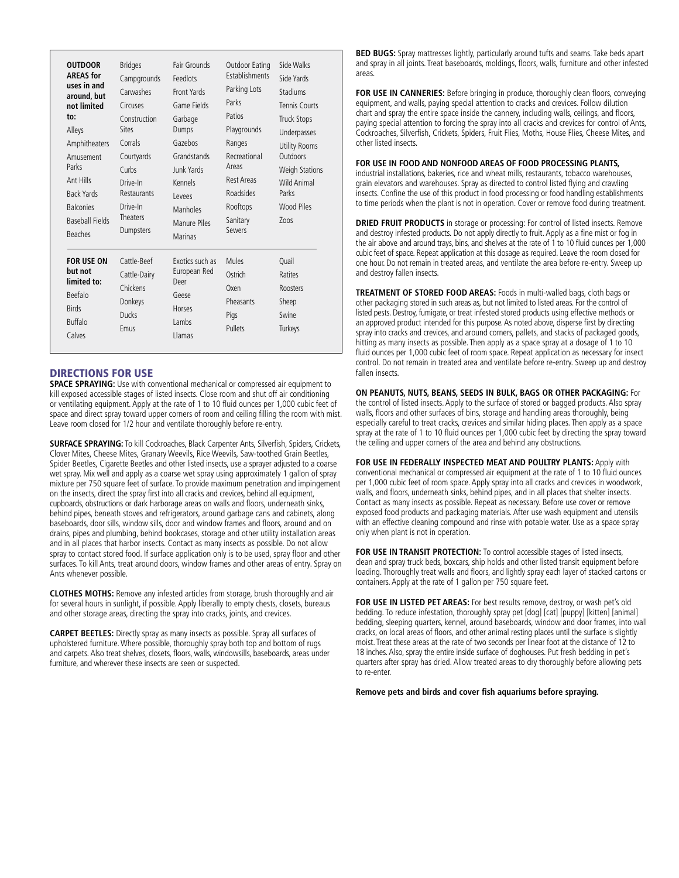**OUTDOOR AREAS for uses in and around, but not limited to:**

| | | | | |
|---|---|---|---|---|
| Alleys | Bridges | Fair Grounds | Outdoor Eating Establishments | Side Walks |
| Amphitheaters | Campgrounds | Feedlots | Parking Lots | Side Yards |
| Amusement Parks | Carwashes | Front Yards | Parks | Stadiums |
| Ant Hills | Circuses | Game Fields | Patios | Tennis Courts |
| Back Yards | Construction Sites | Garbage Dumps | Playgrounds | Truck Stops |
| Balconies | Corrals | Gazebos | Ranges | Underpasses |
| Baseball Fields | Courtyards | Grandstands | Recreational Areas | Utility Rooms Outdoors |
| Beaches | Curbs | Junk Yards | Rest Areas | Weigh Stations |
| | Drive-In Restaurants | Kennels | Roadsides | Wild Animal Parks |
| | Drive-In Theaters | Levees | Rooftops | Wood Piles |
| | Dumpsters | Manholes | Sanitary Sewers | Zoos |
| | | Manure Piles | | |
| | | Marinas | | |

**FOR USE ON but not limited to:**

| | | | | |
|---|---|---|---|---|
| Beefalo | Cattle-Beef | Exotics such as European Red Deer | Mules | Quail |
| Birds | Cattle-Dairy | Geese | Ostrich | Ratites |
| Buffalo | Chickens | Horses | Oxen | Roosters |
| Calves | Donkeys | Lambs | Pheasants | Sheep |
| | Ducks | Llamas | Pigs | Swine |
| | Emus | | Pullets | Turkeys |

## DIRECTIONS FOR USE

**SPACE SPRAYING:** Use with conventional mechanical or compressed air equipment to kill exposed accessible stages of listed insects. Close room and shut off air conditioning or ventilating equipment. Apply at the rate of 1 to 10 fluid ounces per 1,000 cubic feet of space and direct spray toward upper corners of room and ceiling filling the room with mist. Leave room closed for 1/2 hour and ventilate thoroughly before re-entry.

**SURFACE SPRAYING:** To kill Cockroaches, Black Carpenter Ants, Silverfish, Spiders, Crickets, Clover Mites, Cheese Mites, Granary Weevils, Rice Weevils, Saw-toothed Grain Beetles, Spider Beetles, Cigarette Beetles and other listed insects, use a sprayer adjusted to a coarse wet spray. Mix well and apply as a coarse wet spray using approximately 1 gallon of spray mixture per 750 square feet of surface. To provide maximum penetration and impingement on the insects, direct the spray first into all cracks and crevices, behind all equipment, cupboards, obstructions or dark harborage areas on walls and floors, underneath sinks, behind pipes, beneath stoves and refrigerators, around garbage cans and cabinets, along baseboards, door sills, window sills, door and window frames and floors, around and on drains, pipes and plumbing, behind bookcases, storage and other utility installation areas and in all places that harbor insects. Contact as many insects as possible. Do not allow spray to contact stored food. If surface application only is to be used, spray floor and other surfaces. To kill Ants, treat around doors, window frames and other areas of entry. Spray on Ants whenever possible.

**CLOTHES MOTHS:** Remove any infested articles from storage, brush thoroughly and air for several hours in sunlight, if possible. Apply liberally to empty chests, closets, bureaus and other storage areas, directing the spray into cracks, joints, and crevices.

**CARPET BEETLES:** Directly spray as many insects as possible. Spray all surfaces of upholstered furniture. Where possible, thoroughly spray both top and bottom of rugs and carpets. Also treat shelves, closets, floors, walls, windowsills, baseboards, areas under furniture, and wherever these insects are seen or suspected.

**BED BUGS:** Spray mattresses lightly, particularly around tufts and seams. Take beds apart and spray in all joints. Treat baseboards, moldings, floors, walls, furniture and other infested areas.

**FOR USE IN CANNERIES:** Before bringing in produce, thoroughly clean floors, conveying equipment, and walls, paying special attention to cracks and crevices. Follow dilution chart and spray the entire space inside the cannery, including walls, ceilings, and floors, paying special attention to forcing the spray into all cracks and crevices for control of Ants, Cockroaches, Silverfish, Crickets, Spiders, Fruit Flies, Moths, House Flies, Cheese Mites, and other listed insects.

**FOR USE IN FOOD AND NONFOOD AREAS OF FOOD PROCESSING PLANTS,** industrial installations, bakeries, rice and wheat mills, restaurants, tobacco warehouses, grain elevators and warehouses. Spray as directed to control listed flying and crawling insects. Confine the use of this product in food processing or food handling establishments to time periods when the plant is not in operation. Cover or remove food during treatment.

**DRIED FRUIT PRODUCTS** in storage or processing: For control of listed insects. Remove and destroy infested products. Do not apply directly to fruit. Apply as a fine mist or fog in the air above and around trays, bins, and shelves at the rate of 1 to 10 fluid ounces per 1,000 cubic feet of space. Repeat application at this dosage as required. Leave the room closed for one hour. Do not remain in treated areas, and ventilate the area before re-entry. Sweep up and destroy fallen insects.

**TREATMENT OF STORED FOOD AREAS:** Foods in multi-walled bags, cloth bags or other packaging stored in such areas as, but not limited to listed areas. For the control of listed pests. Destroy, fumigate, or treat infested stored products using effective methods or an approved product intended for this purpose. As noted above, disperse first by directing spray into cracks and crevices, and around corners, pallets, and stacks of packaged goods, hitting as many insects as possible. Then apply as a space spray at a dosage of 1 to 10 fluid ounces per 1,000 cubic feet of room space. Repeat application as necessary for insect control. Do not remain in treated area and ventilate before re-entry. Sweep up and destroy fallen insects.

**ON PEANUTS, NUTS, BEANS, SEEDS IN BULK, BAGS OR OTHER PACKAGING:** For the control of listed insects. Apply to the surface of stored or bagged products. Also spray walls, floors and other surfaces of bins, storage and handling areas thoroughly, being especially careful to treat cracks, crevices and similar hiding places. Then apply as a space spray at the rate of 1 to 10 fluid ounces per 1,000 cubic feet by directing the spray toward the ceiling and upper corners of the area and behind any obstructions.

**FOR USE IN FEDERALLY INSPECTED MEAT AND POULTRY PLANTS:** Apply with conventional mechanical or compressed air equipment at the rate of 1 to 10 fluid ounces per 1,000 cubic feet of room space. Apply spray into all cracks and crevices in woodwork, walls, and floors, underneath sinks, behind pipes, and in all places that shelter insects. Contact as many insects as possible. Repeat as necessary. Before use cover or remove exposed food products and packaging materials. After use wash equipment and utensils with an effective cleaning compound and rinse with potable water. Use as a space spray only when plant is not in operation.

**FOR USE IN TRANSIT PROTECTION:** To control accessible stages of listed insects, clean and spray truck beds, boxcars, ship holds and other listed transit equipment before loading. Thoroughly treat walls and floors, and lightly spray each layer of stacked cartons or containers. Apply at the rate of 1 gallon per 750 square feet.

**FOR USE IN LISTED PET AREAS:** For best results remove, destroy, or wash pet's old bedding. To reduce infestation, thoroughly spray pet [dog] [cat] [puppy] [kitten] [animal] bedding, sleeping quarters, kennel, around baseboards, window and door frames, into wall cracks, on local areas of floors, and other animal resting places until the surface is slightly moist. Treat these areas at the rate of two seconds per linear foot at the distance of 12 to 18 inches. Also, spray the entire inside surface of doghouses. Put fresh bedding in pet's quarters after spray has dried. Allow treated areas to dry thoroughly before allowing pets to re-enter.

**Remove pets and birds and cover fish aquariums before spraying.**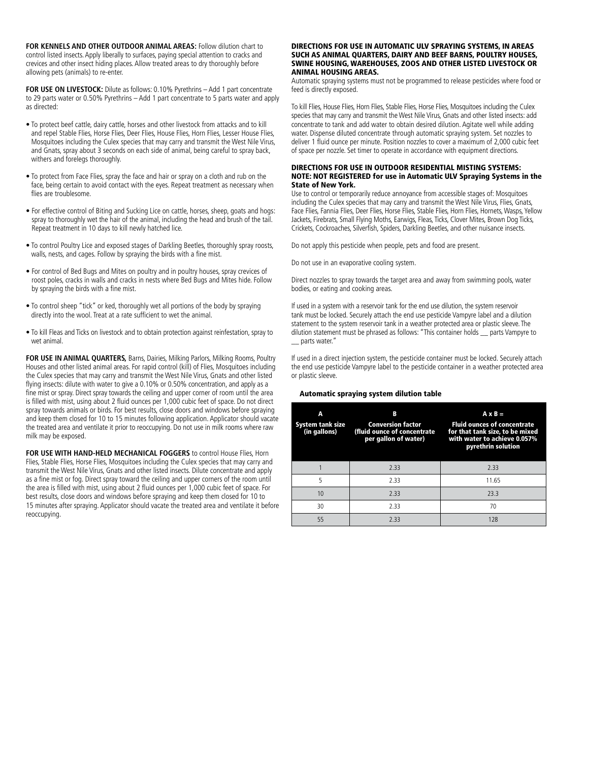**FOR KENNELS AND OTHER OUTDOOR ANIMAL AREAS:** Follow dilution chart to control listed insects. Apply liberally to surfaces, paying special attention to cracks and crevices and other insect hiding places. Allow treated areas to dry thoroughly before allowing pets (animals) to re-enter.

**FOR USE ON LIVESTOCK:** Dilute as follows: 0.10% Pyrethrins – Add 1 part concentrate to 29 parts water or 0.50% Pyrethrins – Add 1 part concentrate to 5 parts water and apply as directed:

- To protect beef cattle, dairy cattle, horses and other livestock from attacks and to kill and repel Stable Flies, Horse Flies, Deer Flies, House Flies, Horn Flies, Lesser House Flies, Mosquitoes including the Culex species that may carry and transmit the West Nile Virus, and Gnats, spray about 3 seconds on each side of animal, being careful to spray back, withers and forelegs thoroughly.
- To protect from Face Flies, spray the face and hair or spray on a cloth and rub on the face, being certain to avoid contact with the eyes. Repeat treatment as necessary when flies are troublesome.
- For effective control of Biting and Sucking Lice on cattle, horses, sheep, goats and hogs: spray to thoroughly wet the hair of the animal, including the head and brush of the tail. Repeat treatment in 10 days to kill newly hatched lice.
- To control Poultry Lice and exposed stages of Darkling Beetles, thoroughly spray roosts, walls, nests, and cages. Follow by spraying the birds with a fine mist.
- For control of Bed Bugs and Mites on poultry and in poultry houses, spray crevices of roost poles, cracks in walls and cracks in nests where Bed Bugs and Mites hide. Follow by spraying the birds with a fine mist.
- To control sheep "tick" or ked, thoroughly wet all portions of the body by spraying directly into the wool. Treat at a rate sufficient to wet the animal.
- To kill Fleas and Ticks on livestock and to obtain protection against reinfestation, spray to wet animal.

**FOR USE IN ANIMAL QUARTERS,** Barns, Dairies, Milking Parlors, Milking Rooms, Poultry Houses and other listed animal areas. For rapid control (kill) of Flies, Mosquitoes including the Culex species that may carry and transmit the West Nile Virus, Gnats and other listed flying insects: dilute with water to give a 0.10% or 0.50% concentration, and apply as a fine mist or spray. Direct spray towards the ceiling and upper corner of room until the area is filled with mist, using about 2 fluid ounces per 1,000 cubic feet of space. Do not direct spray towards animals or birds. For best results, close doors and windows before spraying and keep them closed for 10 to 15 minutes following application. Applicator should vacate the treated area and ventilate it prior to reoccupying. Do not use in milk rooms where raw milk may be exposed.

**FOR USE WITH HAND-HELD MECHANICAL FOGGERS** to control House Flies, Horn Flies, Stable Flies, Horse Flies, Mosquitoes including the Culex species that may carry and transmit the West Nile Virus, Gnats and other listed insects. Dilute concentrate and apply as a fine mist or fog. Direct spray toward the ceiling and upper corners of the room until the area is filled with mist, using about 2 fluid ounces per 1,000 cubic feet of space. For best results, close doors and windows before spraying and keep them closed for 10 to 15 minutes after spraying. Applicator should vacate the treated area and ventilate it before reoccupying.

**DIRECTIONS FOR USE IN AUTOMATIC ULV SPRAYING SYSTEMS, IN AREAS SUCH AS ANIMAL QUARTERS, DAIRY AND BEEF BARNS, POULTRY HOUSES, SWINE HOUSING, WAREHOUSES, ZOOS AND OTHER LISTED LIVESTOCK OR ANIMAL HOUSING AREAS.**

Automatic spraying systems must not be programmed to release pesticides where food or feed is directly exposed.

To kill Flies, House Flies, Horn Flies, Stable Flies, Horse Flies, Mosquitoes including the Culex species that may carry and transmit the West Nile Virus, Gnats and other listed insects: add concentrate to tank and add water to obtain desired dilution. Agitate well while adding water. Dispense diluted concentrate through automatic spraying system. Set nozzles to deliver 1 fluid ounce per minute. Position nozzles to cover a maximum of 2,000 cubic feet of space per nozzle. Set timer to operate in accordance with equipment directions.

**DIRECTIONS FOR USE IN OUTDOOR RESIDENTIAL MISTING SYSTEMS: NOTE: NOT REGISTERED for use in Automatic ULV Spraying Systems in the State of New York.**

Use to control or temporarily reduce annoyance from accessible stages of: Mosquitoes including the Culex species that may carry and transmit the West Nile Virus, Flies, Gnats, Face Flies, Fannia Flies, Deer Flies, Horse Flies, Stable Flies, Horn Flies, Hornets, Wasps, Yellow Jackets, Firebrats, Small Flying Moths, Earwigs, Fleas, Ticks, Clover Mites, Brown Dog Ticks, Crickets, Cockroaches, Silverfish, Spiders, Darkling Beetles, and other nuisance insects.

Do not apply this pesticide when people, pets and food are present.

Do not use in an evaporative cooling system.

Direct nozzles to spray towards the target area and away from swimming pools, water bodies, or eating and cooking areas.

If used in a system with a reservoir tank for the end use dilution, the system reservoir tank must be locked. Securely attach the end use pesticide Vampyre label and a dilution statement to the system reservoir tank in a weather protected area or plastic sleeve. The dilution statement must be phrased as follows: "This container holds __ parts Vampyre to __ parts water."

If used in a direct injection system, the pesticide container must be locked. Securely attach the end use pesticide Vampyre label to the pesticide container in a weather protected area or plastic sleeve.

**Automatic spraying system dilution table**

| A<br>System tank size (in gallons) | B<br>Conversion factor (fluid ounce of concentrate per gallon of water) | A x B =<br>Fluid ounces of concentrate for that tank size, to be mixed with water to achieve 0.057% pyrethrin solution |
|---|---|---|
| 1 | 2.33 | 2.33 |
| 5 | 2.33 | 11.65 |
| 10 | 2.33 | 23.3 |
| 30 | 2.33 | 70 |
| 55 | 2.33 | 128 |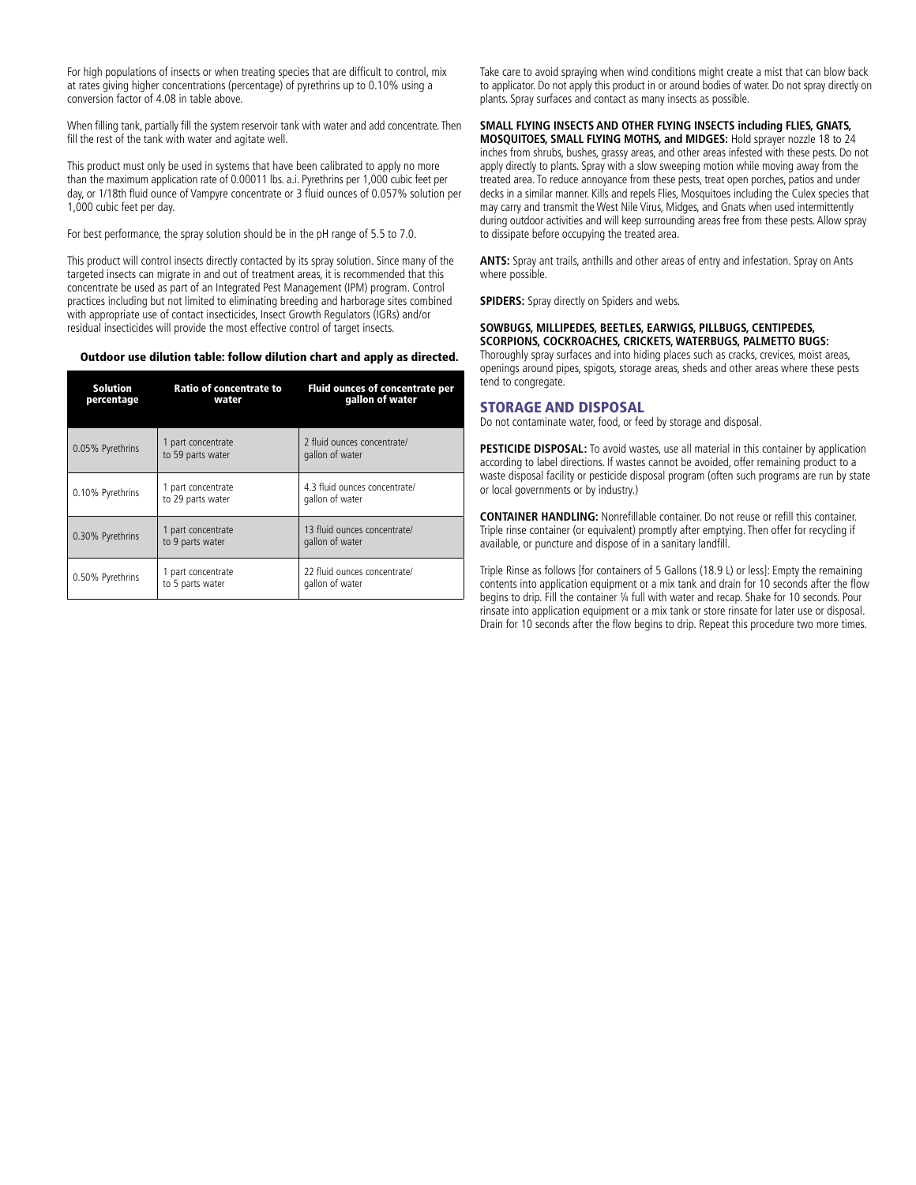For high populations of insects or when treating species that are difficult to control, mix at rates giving higher concentrations (percentage) of pyrethrins up to 0.10% using a conversion factor of 4.08 in table above.

When filling tank, partially fill the system reservoir tank with water and add concentrate. Then fill the rest of the tank with water and agitate well.

This product must only be used in systems that have been calibrated to apply no more than the maximum application rate of 0.00011 lbs. a.i. Pyrethrins per 1,000 cubic feet per day, or 1/18th fluid ounce of Vampyre concentrate or 3 fluid ounces of 0.057% solution per 1,000 cubic feet per day.

For best performance, the spray solution should be in the pH range of 5.5 to 7.0.

This product will control insects directly contacted by its spray solution. Since many of the targeted insects can migrate in and out of treatment areas, it is recommended that this concentrate be used as part of an Integrated Pest Management (IPM) program. Control practices including but not limited to eliminating breeding and harborage sites combined with appropriate use of contact insecticides, Insect Growth Regulators (IGRs) and/or residual insecticides will provide the most effective control of target insects.

**Outdoor use dilution table: follow dilution chart and apply as directed.**

| Solution percentage | Ratio of concentrate to water | Fluid ounces of concentrate per gallon of water |
|---|---|---|
| 0.05% Pyrethrins | 1 part concentrate to 59 parts water | 2 fluid ounces concentrate/ gallon of water |
| 0.10% Pyrethrins | 1 part concentrate to 29 parts water | 4.3 fluid ounces concentrate/ gallon of water |
| 0.30% Pyrethrins | 1 part concentrate to 9 parts water | 13 fluid ounces concentrate/ gallon of water |
| 0.50% Pyrethrins | 1 part concentrate to 5 parts water | 22 fluid ounces concentrate/ gallon of water |

Take care to avoid spraying when wind conditions might create a mist that can blow back to applicator. Do not apply this product in or around bodies of water. Do not spray directly on plants. Spray surfaces and contact as many insects as possible.

**SMALL FLYING INSECTS AND OTHER FLYING INSECTS including FLIES, GNATS, MOSQUITOES, SMALL FLYING MOTHS, and MIDGES:** Hold sprayer nozzle 18 to 24 inches from shrubs, bushes, grassy areas, and other areas infested with these pests. Do not apply directly to plants. Spray with a slow sweeping motion while moving away from the treated area. To reduce annoyance from these pests, treat open porches, patios and under decks in a similar manner. Kills and repels Flies, Mosquitoes including the Culex species that may carry and transmit the West Nile Virus, Midges, and Gnats when used intermittently during outdoor activities and will keep surrounding areas free from these pests. Allow spray to dissipate before occupying the treated area.

**ANTS:** Spray ant trails, anthills and other areas of entry and infestation. Spray on Ants where possible.

**SPIDERS:** Spray directly on Spiders and webs.

**SOWBUGS, MILLIPEDES, BEETLES, EARWIGS, PILLBUGS, CENTIPEDES, SCORPIONS, COCKROACHES, CRICKETS, WATERBUGS, PALMETTO BUGS:** Thoroughly spray surfaces and into hiding places such as cracks, crevices, moist areas, openings around pipes, spigots, storage areas, sheds and other areas where these pests tend to congregate.

## STORAGE AND DISPOSAL

Do not contaminate water, food, or feed by storage and disposal.

**PESTICIDE DISPOSAL:** To avoid wastes, use all material in this container by application according to label directions. If wastes cannot be avoided, offer remaining product to a waste disposal facility or pesticide disposal program (often such programs are run by state or local governments or by industry.)

**CONTAINER HANDLING:** Nonrefillable container. Do not reuse or refill this container. Triple rinse container (or equivalent) promptly after emptying. Then offer for recycling if available, or puncture and dispose of in a sanitary landfill.

Triple Rinse as follows [for containers of 5 Gallons (18.9 L) or less]: Empty the remaining contents into application equipment or a mix tank and drain for 10 seconds after the flow begins to drip. Fill the container ¼ full with water and recap. Shake for 10 seconds. Pour rinsate into application equipment or a mix tank or store rinsate for later use or disposal. Drain for 10 seconds after the flow begins to drip. Repeat this procedure two more times.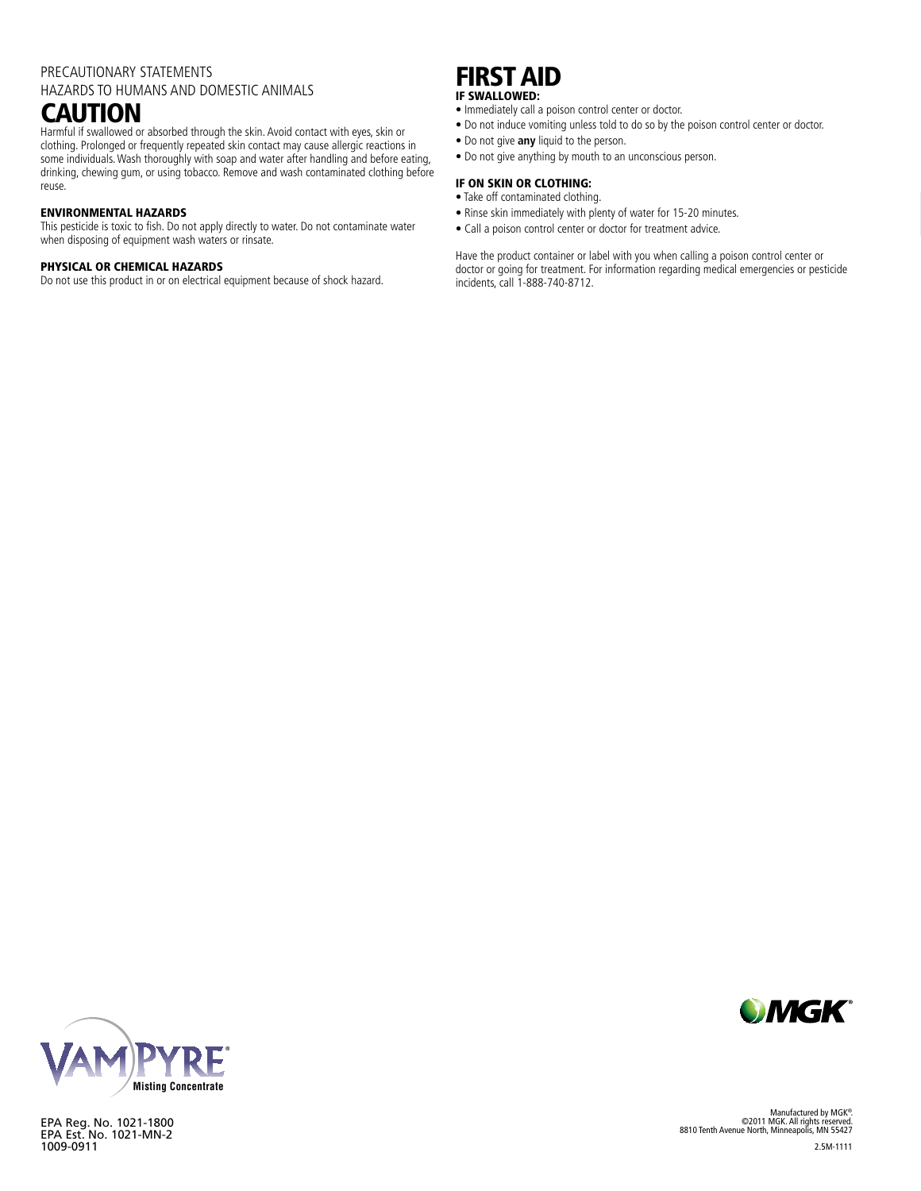PRECAUTIONARY STATEMENTS

HAZARDS TO HUMANS AND DOMESTIC ANIMALS

# CAUTION

Harmful if swallowed or absorbed through the skin. Avoid contact with eyes, skin or clothing. Prolonged or frequently repeated skin contact may cause allergic reactions in some individuals. Wash thoroughly with soap and water after handling and before eating, drinking, chewing gum, or using tobacco. Remove and wash contaminated clothing before reuse.

### ENVIRONMENTAL HAZARDS

This pesticide is toxic to fish. Do not apply directly to water. Do not contaminate water when disposing of equipment wash waters or rinsate.

### PHYSICAL OR CHEMICAL HAZARDS

Do not use this product in or on electrical equipment because of shock hazard.

# FIRST AID

### IF SWALLOWED:

- Immediately call a poison control center or doctor.
- Do not induce vomiting unless told to do so by the poison control center or doctor.
- Do not give **any** liquid to the person.
- Do not give anything by mouth to an unconscious person.

### IF ON SKIN OR CLOTHING:

- Take off contaminated clothing.
- Rinse skin immediately with plenty of water for 15-20 minutes.
- Call a poison control center or doctor for treatment advice.

Have the product container or label with you when calling a poison control center or doctor or going for treatment. For information regarding medical emergencies or pesticide incidents, call 1-888-740-8712.

MGK®

VAMPYRE® Misting Concentrate

EPA Reg. No. 1021-1800
EPA Est. No. 1021-MN-2
1009-0911

Manufactured by MGK®.
©2011 MGK. All rights reserved.
8810 Tenth Avenue North, Minneapolis, MN 55427

2.5M-1111